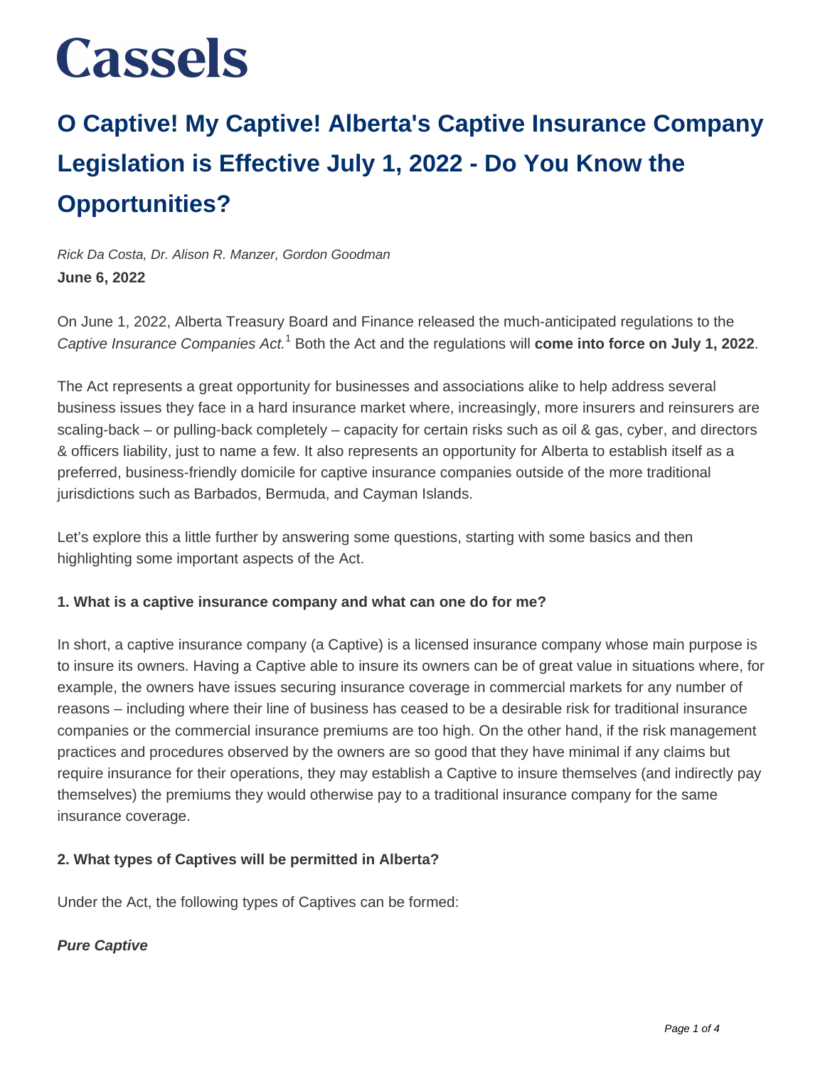# Cassels

## O Captive! My Captive! Alberta's Captive Insurance Company Legislation is Effective July 1, 2022 - Do You Know the Opportunities?

*Rick Da Costa, Dr. Alison R. Manzer, Gordon Goodman*
**June 6, 2022**

On June 1, 2022, Alberta Treasury Board and Finance released the much-anticipated regulations to the *Captive Insurance Companies Act.*[1] Both the Act and the regulations will **come into force on July 1, 2022**.

The Act represents a great opportunity for businesses and associations alike to help address several business issues they face in a hard insurance market where, increasingly, more insurers and reinsurers are scaling-back – or pulling-back completely – capacity for certain risks such as oil & gas, cyber, and directors & officers liability, just to name a few. It also represents an opportunity for Alberta to establish itself as a preferred, business-friendly domicile for captive insurance companies outside of the more traditional jurisdictions such as Barbados, Bermuda, and Cayman Islands.

Let's explore this a little further by answering some questions, starting with some basics and then highlighting some important aspects of the Act.

**1. What is a captive insurance company and what can one do for me?**

In short, a captive insurance company (a Captive) is a licensed insurance company whose main purpose is to insure its owners. Having a Captive able to insure its owners can be of great value in situations where, for example, the owners have issues securing insurance coverage in commercial markets for any number of reasons – including where their line of business has ceased to be a desirable risk for traditional insurance companies or the commercial insurance premiums are too high. On the other hand, if the risk management practices and procedures observed by the owners are so good that they have minimal if any claims but require insurance for their operations, they may establish a Captive to insure themselves (and indirectly pay themselves) the premiums they would otherwise pay to a traditional insurance company for the same insurance coverage.

**2. What types of Captives will be permitted in Alberta?**

Under the Act, the following types of Captives can be formed:

***Pure Captive***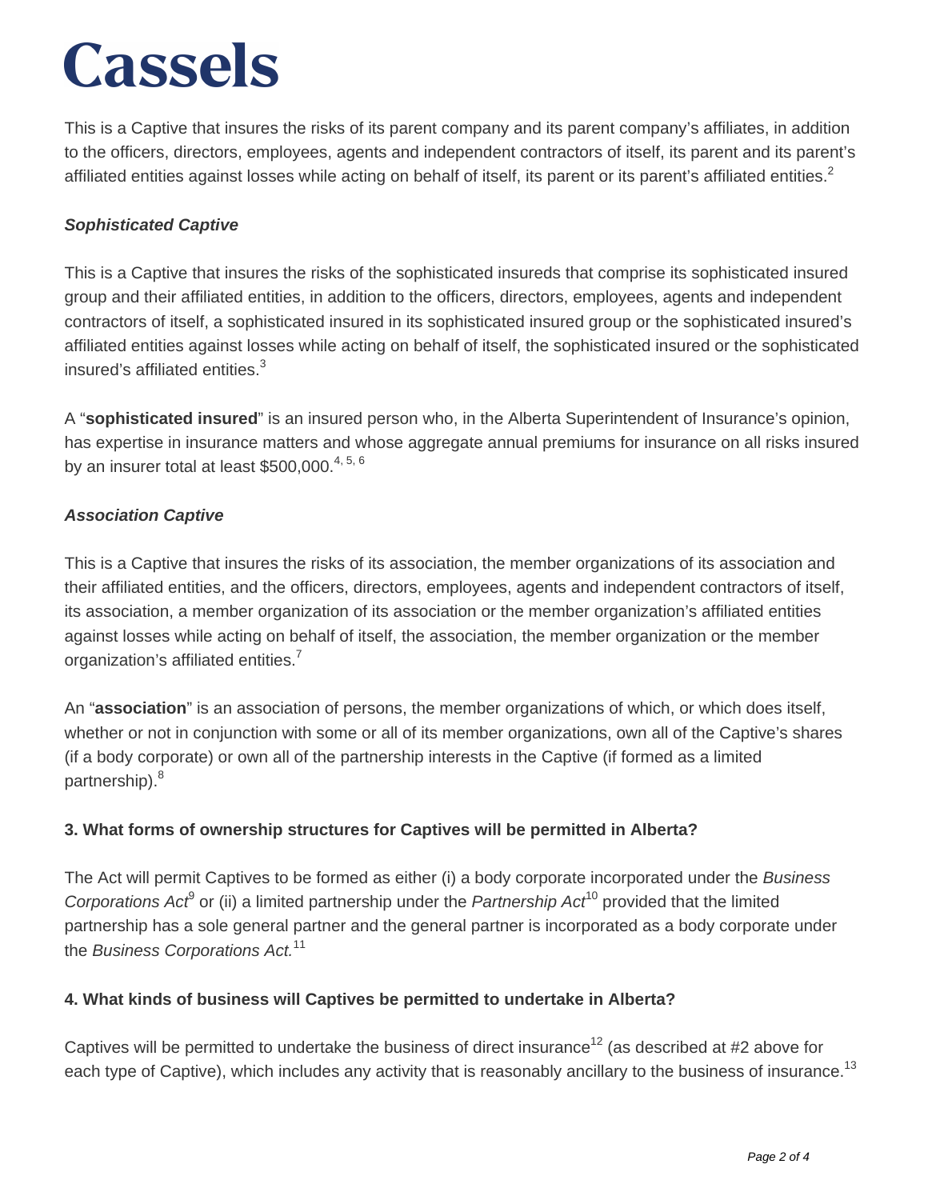This is a Captive that insures the risks of its parent company and its parent company's affiliates, in addition to the officers, directors, employees, agents and independent contractors of itself, its parent and its parent's affiliated entities against losses while acting on behalf of itself, its parent or its parent's affiliated entities.[2]

***Sophisticated Captive***

This is a Captive that insures the risks of the sophisticated insureds that comprise its sophisticated insured group and their affiliated entities, in addition to the officers, directors, employees, agents and independent contractors of itself, a sophisticated insured in its sophisticated insured group or the sophisticated insured's affiliated entities against losses while acting on behalf of itself, the sophisticated insured or the sophisticated insured's affiliated entities.[3]

A "**sophisticated insured**" is an insured person who, in the Alberta Superintendent of Insurance's opinion, has expertise in insurance matters and whose aggregate annual premiums for insurance on all risks insured by an insurer total at least $500,000.[4, 5, 6]

***Association Captive***

This is a Captive that insures the risks of its association, the member organizations of its association and their affiliated entities, and the officers, directors, employees, agents and independent contractors of itself, its association, a member organization of its association or the member organization's affiliated entities against losses while acting on behalf of itself, the association, the member organization or the member organization's affiliated entities.[7]

An "**association**" is an association of persons, the member organizations of which, or which does itself, whether or not in conjunction with some or all of its member organizations, own all of the Captive's shares (if a body corporate) or own all of the partnership interests in the Captive (if formed as a limited partnership).[8]

**3. What forms of ownership structures for Captives will be permitted in Alberta?**

The Act will permit Captives to be formed as either (i) a body corporate incorporated under the *Business Corporations Act*[9] or (ii) a limited partnership under the *Partnership Act*[10] provided that the limited partnership has a sole general partner and the general partner is incorporated as a body corporate under the *Business Corporations Act.*[11]

**4. What kinds of business will Captives be permitted to undertake in Alberta?**

Captives will be permitted to undertake the business of direct insurance[12] (as described at #2 above for each type of Captive), which includes any activity that is reasonably ancillary to the business of insurance.[13]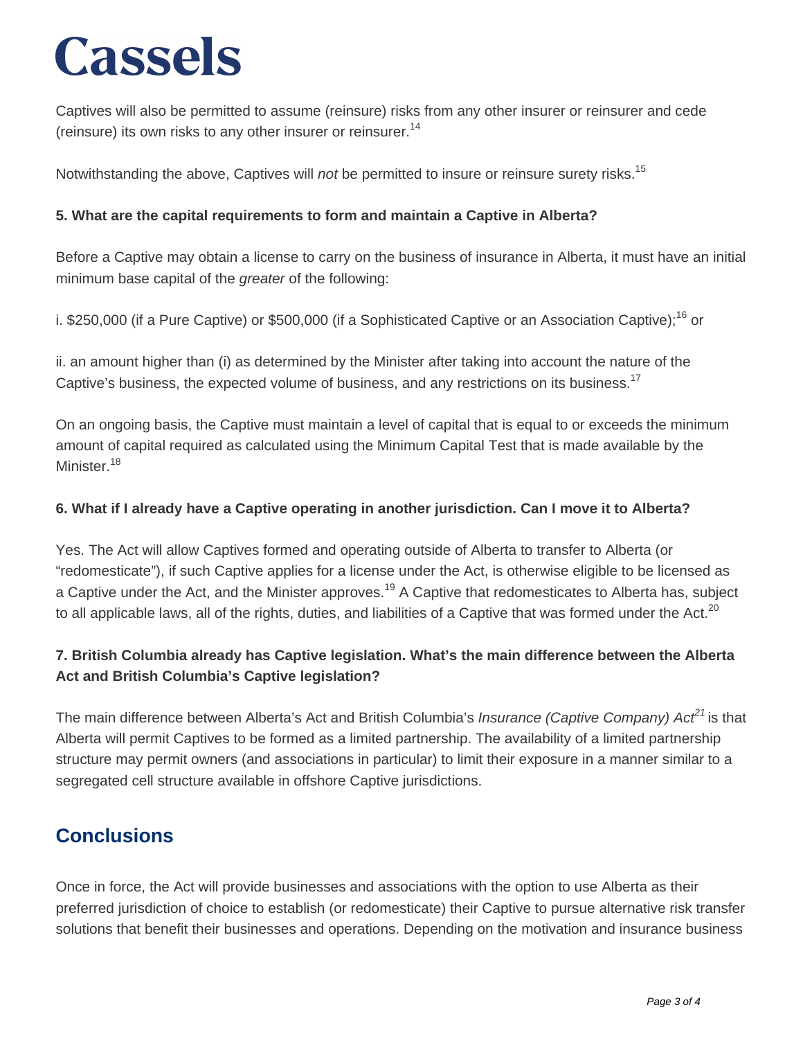Captives will also be permitted to assume (reinsure) risks from any other insurer or reinsurer and cede (reinsure) its own risks to any other insurer or reinsurer.[14]

Notwithstanding the above, Captives will *not* be permitted to insure or reinsure surety risks.[15]

**5. What are the capital requirements to form and maintain a Captive in Alberta?**

Before a Captive may obtain a license to carry on the business of insurance in Alberta, it must have an initial minimum base capital of the *greater* of the following:

i. $250,000 (if a Pure Captive) or $500,000 (if a Sophisticated Captive or an Association Captive);[16] or

ii. an amount higher than (i) as determined by the Minister after taking into account the nature of the Captive's business, the expected volume of business, and any restrictions on its business.[17]

On an ongoing basis, the Captive must maintain a level of capital that is equal to or exceeds the minimum amount of capital required as calculated using the Minimum Capital Test that is made available by the Minister.[18]

**6. What if I already have a Captive operating in another jurisdiction. Can I move it to Alberta?**

Yes. The Act will allow Captives formed and operating outside of Alberta to transfer to Alberta (or "redomesticate"), if such Captive applies for a license under the Act, is otherwise eligible to be licensed as a Captive under the Act, and the Minister approves.[19] A Captive that redomesticates to Alberta has, subject to all applicable laws, all of the rights, duties, and liabilities of a Captive that was formed under the Act.[20]

**7. British Columbia already has Captive legislation. What's the main difference between the Alberta Act and British Columbia's Captive legislation?**

The main difference between Alberta's Act and British Columbia's *Insurance (Captive Company) Act*[21] is that Alberta will permit Captives to be formed as a limited partnership. The availability of a limited partnership structure may permit owners (and associations in particular) to limit their exposure in a manner similar to a segregated cell structure available in offshore Captive jurisdictions.

## Conclusions

Once in force, the Act will provide businesses and associations with the option to use Alberta as their preferred jurisdiction of choice to establish (or redomesticate) their Captive to pursue alternative risk transfer solutions that benefit their businesses and operations. Depending on the motivation and insurance business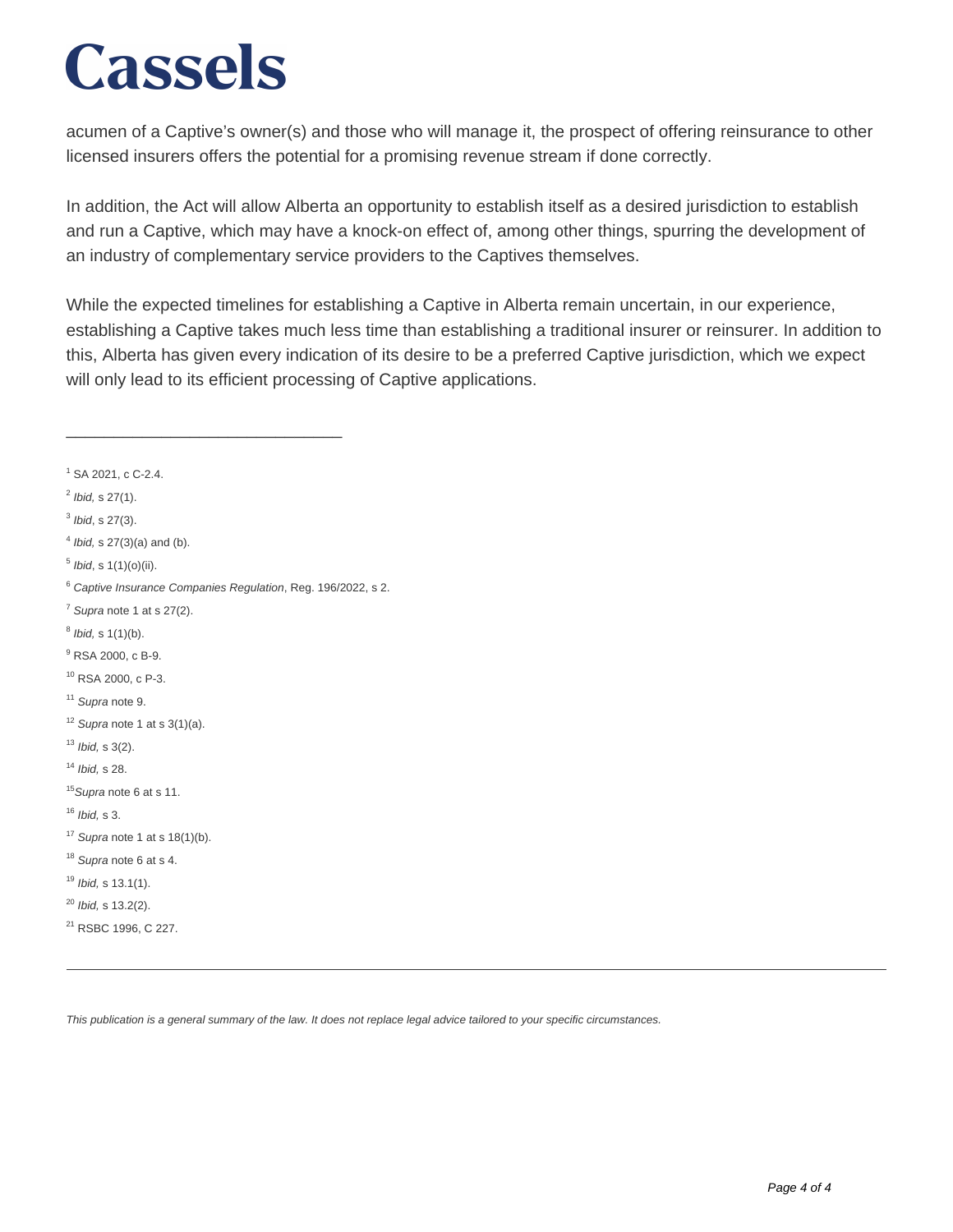acumen of a Captive's owner(s) and those who will manage it, the prospect of offering reinsurance to other licensed insurers offers the potential for a promising revenue stream if done correctly.

In addition, the Act will allow Alberta an opportunity to establish itself as a desired jurisdiction to establish and run a Captive, which may have a knock-on effect of, among other things, spurring the development of an industry of complementary service providers to the Captives themselves.

While the expected timelines for establishing a Captive in Alberta remain uncertain, in our experience, establishing a Captive takes much less time than establishing a traditional insurer or reinsurer. In addition to this, Alberta has given every indication of its desire to be a preferred Captive jurisdiction, which we expect will only lead to its efficient processing of Captive applications.

---

[1] SA 2021, c C-2.4.

[2] *Ibid,* s 27(1).

[3] *Ibid*, s 27(3).

[4] *Ibid,* s 27(3)(a) and (b).

[5] *Ibid*, s 1(1)(o)(ii).

[6] *Captive Insurance Companies Regulation*, Reg. 196/2022, s 2.

[7] *Supra* note 1 at s 27(2).

[8] *Ibid,* s 1(1)(b).

[9] RSA 2000, c B-9.

[10] RSA 2000, c P-3.

[11] *Supra* note 9.

[12] *Supra* note 1 at s 3(1)(a).

[13] *Ibid,* s 3(2).

[14] *Ibid,* s 28.

[15] *Supra* note 6 at s 11.

[16] *Ibid,* s 3.

[17] *Supra* note 1 at s 18(1)(b).

[18] *Supra* note 6 at s 4.

[19] *Ibid,* s 13.1(1).

[20] *Ibid,* s 13.2(2).

[21] RSBC 1996, C 227.

*This publication is a general summary of the law. It does not replace legal advice tailored to your specific circumstances.*